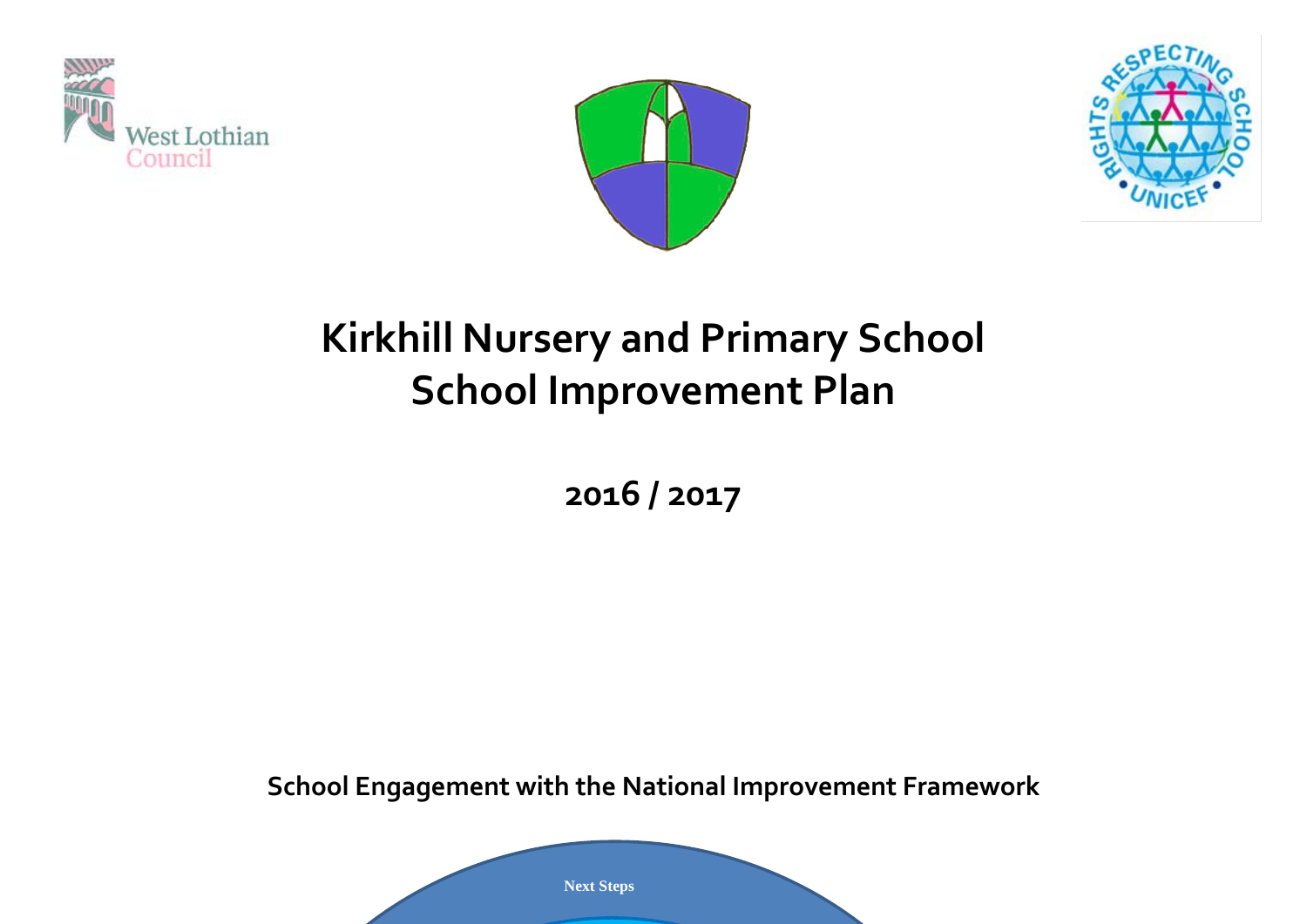West Lothian Council

# Kirkhill Nursery and Primary School
# School Improvement Plan

## 2016 / 2017

### School Engagement with the National Improvement Framework

Next Steps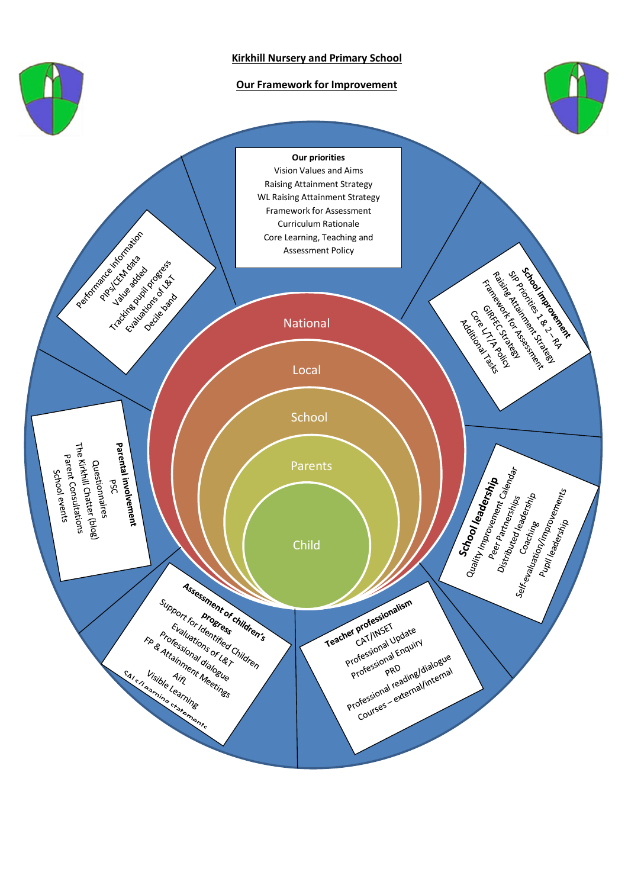# Kirkhill Nursery and Primary School

## Our Framework for Improvement

**Our priorities**

- Vision Values and Aims
- Raising Attainment Strategy
- WL Raising Attainment Strategy
- Framework for Assessment
- Curriculum Rationale
- Core Learning, Teaching and Assessment Policy

**School improvement**

- SIP Priorities 1 & 2 – RA
- Raising Attainment Strategy
- Framework for Assessment
- GIRFEC Strategy
- Core L/T/A Policy
- Additional Tasks

**School leadership**

- Quality Improvement Calendar
- Peer Partnerships
- Distributed leadership
- Coaching
- Self-evaluation/improvements
- Pupil leadership

**Teacher professionalism**

- CAT/INSET
- Professional Update
- Professional Enquiry
- PRD
- Professional reading/dialogue
- Courses – external/internal

**Assessment of children's progress**

- Support for Identified Children
- Evaluations of L&T
- Professional dialogue
- FP & Attainment Meetings
- AifL
- Visible Learning
- SALs/Learning statements

**Parental involvement**

- PSC
- Questionnaires
- The Kirkhill Chatter (blog)
- Parent Consultations
- School events

**Performance information**

- PIPs/CEM data
- Value added
- Tracking pupil progress
- Evaluations of L&T
- Decile band

National

Local

School

Parents

Child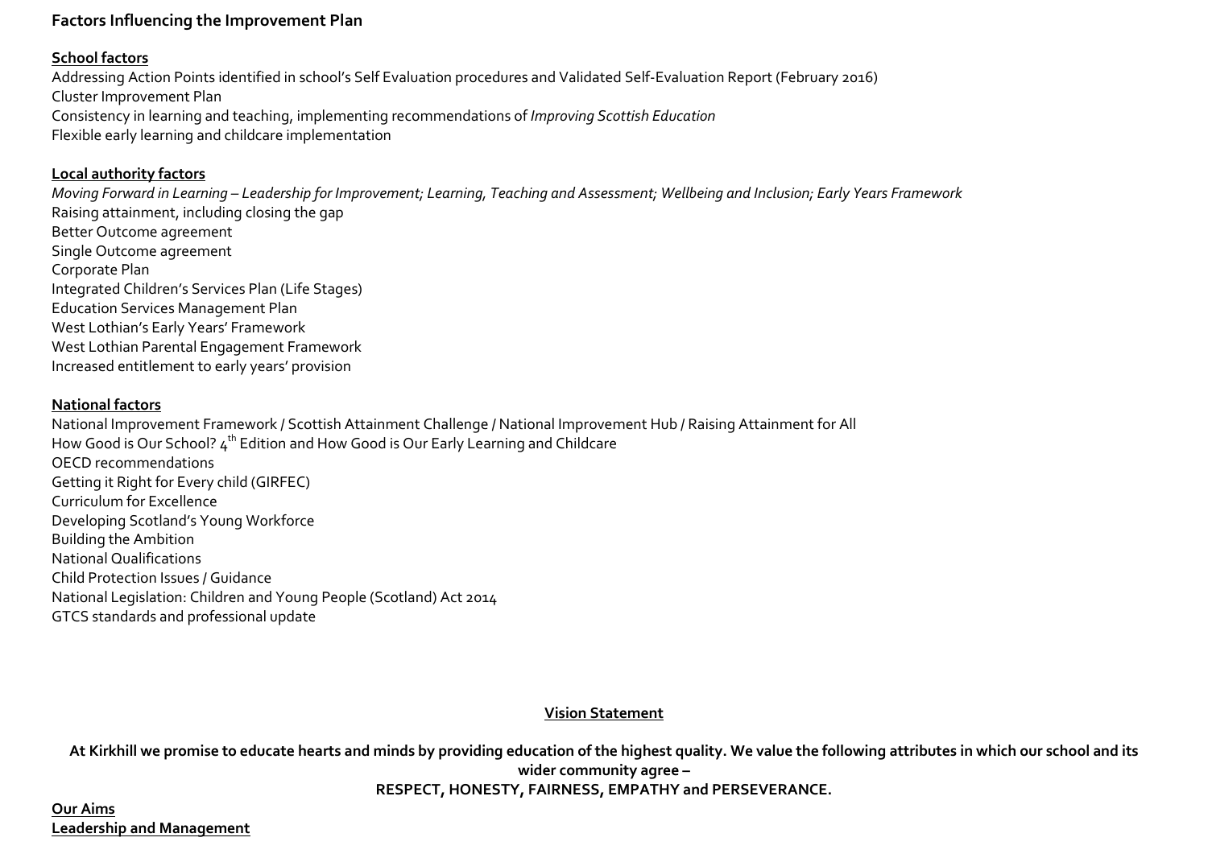**Factors Influencing the Improvement Plan**

**School factors**

Addressing Action Points identified in school's Self Evaluation procedures and Validated Self-Evaluation Report (February 2016)
Cluster Improvement Plan
Consistency in learning and teaching, implementing recommendations of *Improving Scottish Education*
Flexible early learning and childcare implementation

**Local authority factors**

*Moving Forward in Learning – Leadership for Improvement; Learning, Teaching and Assessment; Wellbeing and Inclusion; Early Years Framework*
Raising attainment, including closing the gap
Better Outcome agreement
Single Outcome agreement
Corporate Plan
Integrated Children's Services Plan (Life Stages)
Education Services Management Plan
West Lothian's Early Years' Framework
West Lothian Parental Engagement Framework
Increased entitlement to early years' provision

**National factors**

National Improvement Framework / Scottish Attainment Challenge / National Improvement Hub / Raising Attainment for All
How Good is Our School? 4th Edition and How Good is Our Early Learning and Childcare
OECD recommendations
Getting it Right for Every child (GIRFEC)
Curriculum for Excellence
Developing Scotland's Young Workforce
Building the Ambition
National Qualifications
Child Protection Issues / Guidance
National Legislation: Children and Young People (Scotland) Act 2014
GTCS standards and professional update

**Vision Statement**

**At Kirkhill we promise to educate hearts and minds by providing education of the highest quality. We value the following attributes in which our school and its wider community agree –**
**RESPECT, HONESTY, FAIRNESS, EMPATHY and PERSEVERANCE.**

**Our Aims**

**Leadership and Management**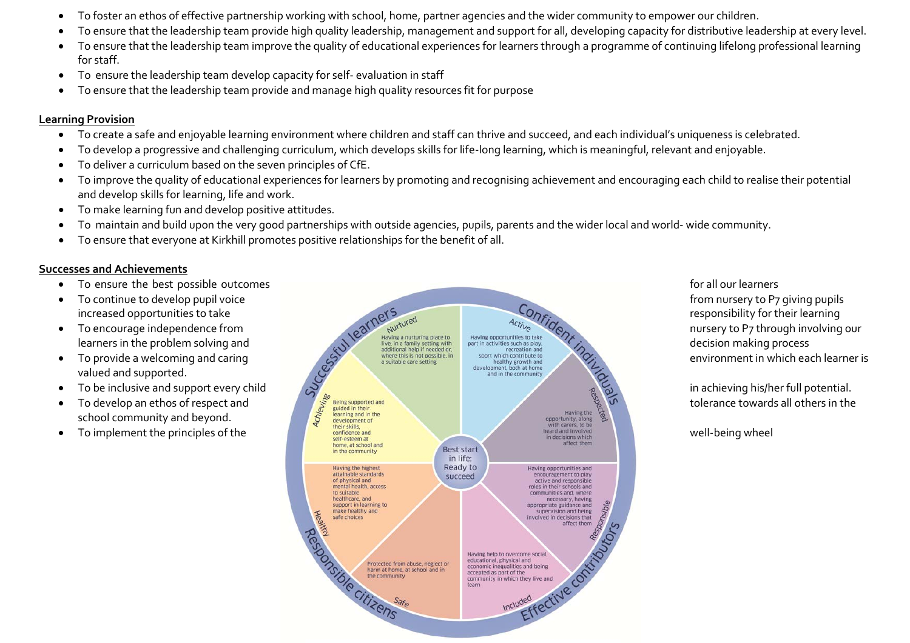- To foster an ethos of effective partnership working with school, home, partner agencies and the wider community to empower our children.
- To ensure that the leadership team provide high quality leadership, management and support for all, developing capacity for distributive leadership at every level.
- To ensure that the leadership team improve the quality of educational experiences for learners through a programme of continuing lifelong professional learning for staff.
- To ensure the leadership team develop capacity for self- evaluation in staff
- To ensure that the leadership team provide and manage high quality resources fit for purpose

**Learning Provision**

- To create a safe and enjoyable learning environment where children and staff can thrive and succeed, and each individual's uniqueness is celebrated.
- To develop a progressive and challenging curriculum, which develops skills for life-long learning, which is meaningful, relevant and enjoyable.
- To deliver a curriculum based on the seven principles of CfE.
- To improve the quality of educational experiences for learners by promoting and recognising achievement and encouraging each child to realise their potential and develop skills for learning, life and work.
- To make learning fun and develop positive attitudes.
- To maintain and build upon the very good partnerships with outside agencies, pupils, parents and the wider local and world- wide community.
- To ensure that everyone at Kirkhill promotes positive relationships for the benefit of all.

**Successes and Achievements**

- To ensure the best possible outcomes for all our learners
- To continue to develop pupil voice from nursery to P7 giving pupils increased opportunities to take responsibility for their learning
- To encourage independence from nursery to P7 through involving our learners in the problem solving and decision making process
- To provide a welcoming and caring environment in which each learner is valued and supported.
- To be inclusive and support every child in achieving his/her full potential.
- To develop an ethos of respect and tolerance towards all others in the school community and beyond.
- To implement the principles of the well-being wheel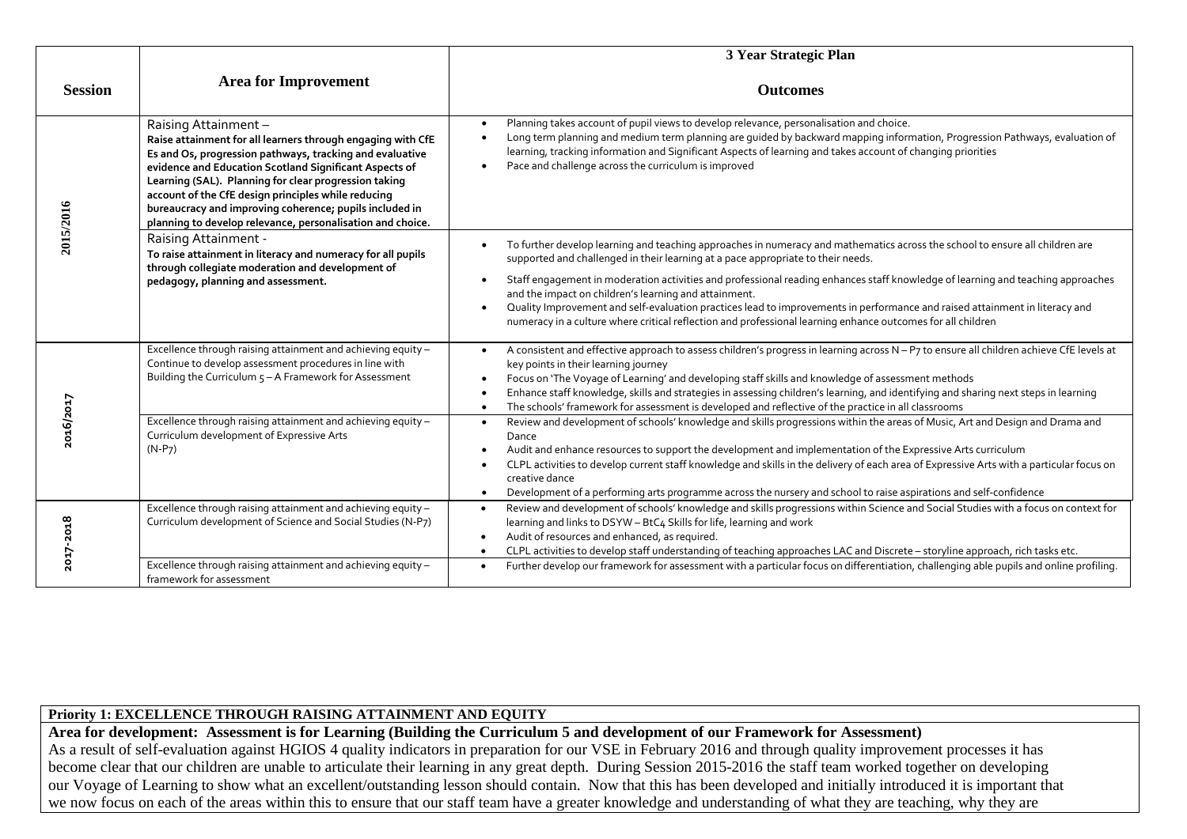| Session | Area for Improvement | 3 Year Strategic Plan<br><br>Outcomes |
|---|---|---|
| 2015/2016 | Raising Attainment – **Raise attainment for all learners through engaging with CfE Es and Os, progression pathways, tracking and evaluative evidence and Education Scotland Significant Aspects of Learning (SAL). Planning for clear progression taking account of the CfE design principles while reducing bureaucracy and improving coherence; pupils included in planning to develop relevance, personalisation and choice.** | • Planning takes account of pupil views to develop relevance, personalisation and choice.<br>• Long term planning and medium term planning are guided by backward mapping information, Progression Pathways, evaluation of learning, tracking information and Significant Aspects of learning and takes account of changing priorities<br>• Pace and challenge across the curriculum is improved |
| | Raising Attainment - **To raise attainment in literacy and numeracy for all pupils through collegiate moderation and development of pedagogy, planning and assessment.** | • To further develop learning and teaching approaches in numeracy and mathematics across the school to ensure all children are supported and challenged in their learning at a pace appropriate to their needs.<br>• Staff engagement in moderation activities and professional reading enhances staff knowledge of learning and teaching approaches and the impact on children's learning and attainment.<br>• Quality Improvement and self-evaluation practices lead to improvements in performance and raised attainment in literacy and numeracy in a culture where critical reflection and professional learning enhance outcomes for all children |
| 2016/2017 | Excellence through raising attainment and achieving equity – Continue to develop assessment procedures in line with Building the Curriculum 5 – A Framework for Assessment | • A consistent and effective approach to assess children's progress in learning across N – P7 to ensure all children achieve CfE levels at key points in their learning journey<br>• Focus on 'The Voyage of Learning' and developing staff skills and knowledge of assessment methods<br>• Enhance staff knowledge, skills and strategies in assessing children's learning, and identifying and sharing next steps in learning<br>• The schools' framework for assessment is developed and reflective of the practice in all classrooms |
| | Excellence through raising attainment and achieving equity – Curriculum development of Expressive Arts (N-P7) | • Review and development of schools' knowledge and skills progressions within the areas of Music, Art and Design and Drama and Dance<br>• Audit and enhance resources to support the development and implementation of the Expressive Arts curriculum<br>• CLPL activities to develop current staff knowledge and skills in the delivery of each area of Expressive Arts with a particular focus on creative dance<br>• Development of a performing arts programme across the nursery and school to raise aspirations and self-confidence |
| 2017-2018 | Excellence through raising attainment and achieving equity – Curriculum development of Science and Social Studies (N-P7) | • Review and development of schools' knowledge and skills progressions within Science and Social Studies with a focus on context for learning and links to DSYW – BtC4 Skills for life, learning and work<br>• Audit of resources and enhanced, as required.<br>• CLPL activities to develop staff understanding of teaching approaches LAC and Discrete – storyline approach, rich tasks etc. |
| | Excellence through raising attainment and achieving equity – framework for assessment | • Further develop our framework for assessment with a particular focus on differentiation, challenging able pupils and online profiling. |

**Priority 1: EXCELLENCE THROUGH RAISING ATTAINMENT AND EQUITY**

**Area for development: Assessment is for Learning (Building the Curriculum 5 and development of our Framework for Assessment)**

As a result of self-evaluation against HGIOS 4 quality indicators in preparation for our VSE in February 2016 and through quality improvement processes it has become clear that our children are unable to articulate their learning in any great depth. During Session 2015-2016 the staff team worked together on developing our Voyage of Learning to show what an excellent/outstanding lesson should contain. Now that this has been developed and initially introduced it is important that we now focus on each of the areas within this to ensure that our staff team have a greater knowledge and understanding of what they are teaching, why they are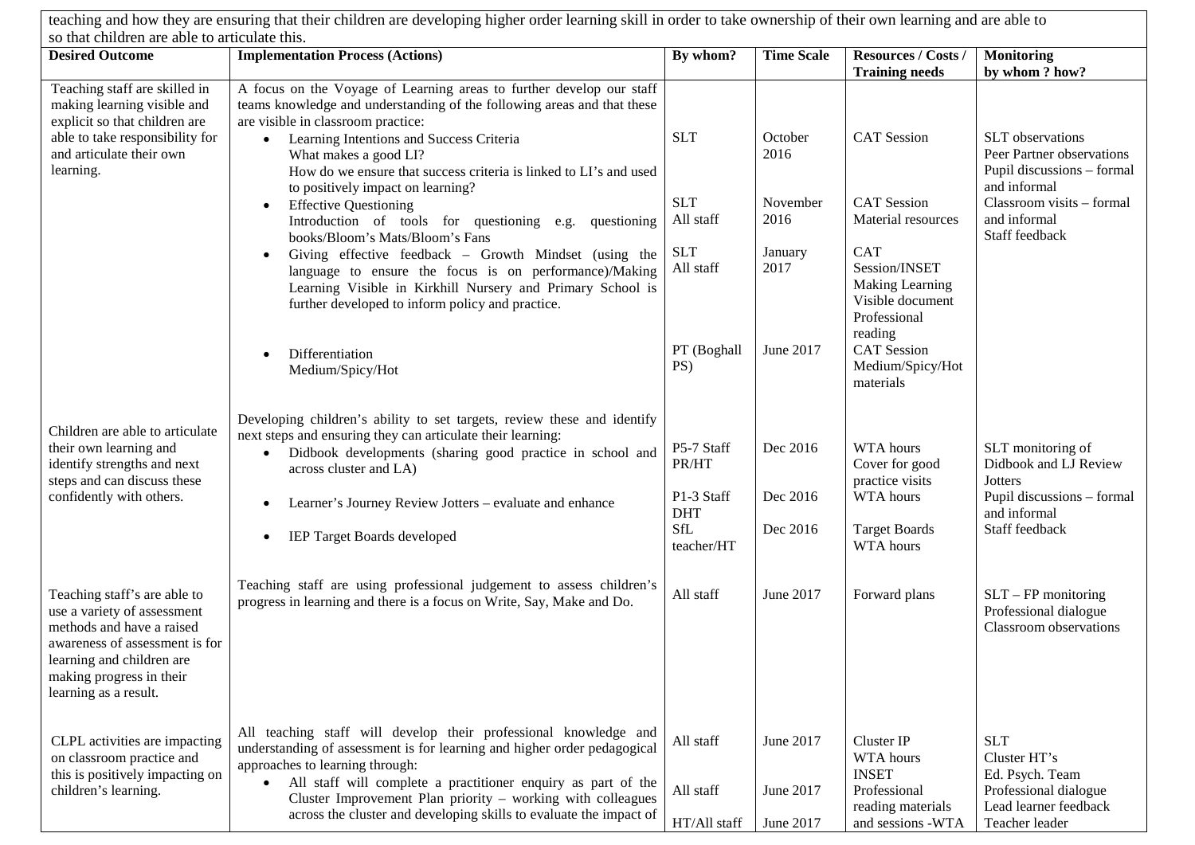teaching and how they are ensuring that their children are developing higher order learning skill in order to take ownership of their own learning and are able to so that children are able to articulate this.

| Desired Outcome | Implementation Process (Actions) | By whom? | Time Scale | Resources / Costs / Training needs | Monitoring by whom ? how? |
|---|---|---|---|---|---|
| Teaching staff are skilled in making learning visible and explicit so that children are able to take responsibility for and articulate their own learning. | A focus on the Voyage of Learning areas to further develop our staff teams knowledge and understanding of the following areas and that these are visible in classroom practice:<br>• Learning Intentions and Success Criteria<br>What makes a good LI?<br>How do we ensure that success criteria is linked to LI's and used to positively impact on learning?<br>• Effective Questioning<br>Introduction of tools for questioning e.g. questioning books/Bloom's Mats/Bloom's Fans<br>• Giving effective feedback – Growth Mindset (using the language to ensure the focus is on performance)/Making Learning Visible in Kirkhill Nursery and Primary School is further developed to inform policy and practice.<br>• Differentiation<br>Medium/Spicy/Hot | SLT<br><br>SLT<br>All staff<br><br>SLT<br>All staff<br><br>PT (Boghall PS) | October 2016<br><br>November 2016<br><br>January 2017<br><br>June 2017 | CAT Session<br><br>CAT Session<br>Material resources<br><br>CAT Session/INSET<br>Making Learning Visible document<br>Professional reading<br>CAT Session<br>Medium/Spicy/Hot materials | SLT observations<br>Peer Partner observations<br>Pupil discussions – formal and informal<br>Classroom visits – formal and informal<br>Staff feedback |
| Children are able to articulate their own learning and identify strengths and next steps and can discuss these confidently with others. | Developing children's ability to set targets, review these and identify next steps and ensuring they can articulate their learning:<br>• Didbook developments (sharing good practice in school and across cluster and LA)<br>• Learner's Journey Review Jotters – evaluate and enhance<br>• IEP Target Boards developed | P5-7 Staff PR/HT<br><br>P1-3 Staff DHT<br>SfL teacher/HT | Dec 2016<br><br>Dec 2016<br><br>Dec 2016 | WTA hours<br>Cover for good practice visits<br>WTA hours<br><br>Target Boards<br>WTA hours | SLT monitoring of Didbook and LJ Review Jotters<br>Pupil discussions – formal and informal<br>Staff feedback |
| Teaching staff's are able to use a variety of assessment methods and have a raised awareness of assessment is for learning and children are making progress in their learning as a result. | Teaching staff are using professional judgement to assess children's progress in learning and there is a focus on Write, Say, Make and Do. | All staff | June 2017 | Forward plans | SLT – FP monitoring<br>Professional dialogue<br>Classroom observations |
| CLPL activities are impacting on classroom practice and this is positively impacting on children's learning. | All teaching staff will develop their professional knowledge and understanding of assessment is for learning and higher order pedagogical approaches to learning through:<br>• All staff will complete a practitioner enquiry as part of the Cluster Improvement Plan priority – working with colleagues across the cluster and developing skills to evaluate the impact of | All staff<br><br>All staff<br><br>HT/All staff | June 2017<br><br>June 2017<br><br>June 2017 | Cluster IP<br>WTA hours<br>INSET<br>Professional reading materials and sessions -WTA | SLT<br>Cluster HT's<br>Ed. Psych. Team<br>Professional dialogue<br>Lead learner feedback<br>Teacher leader |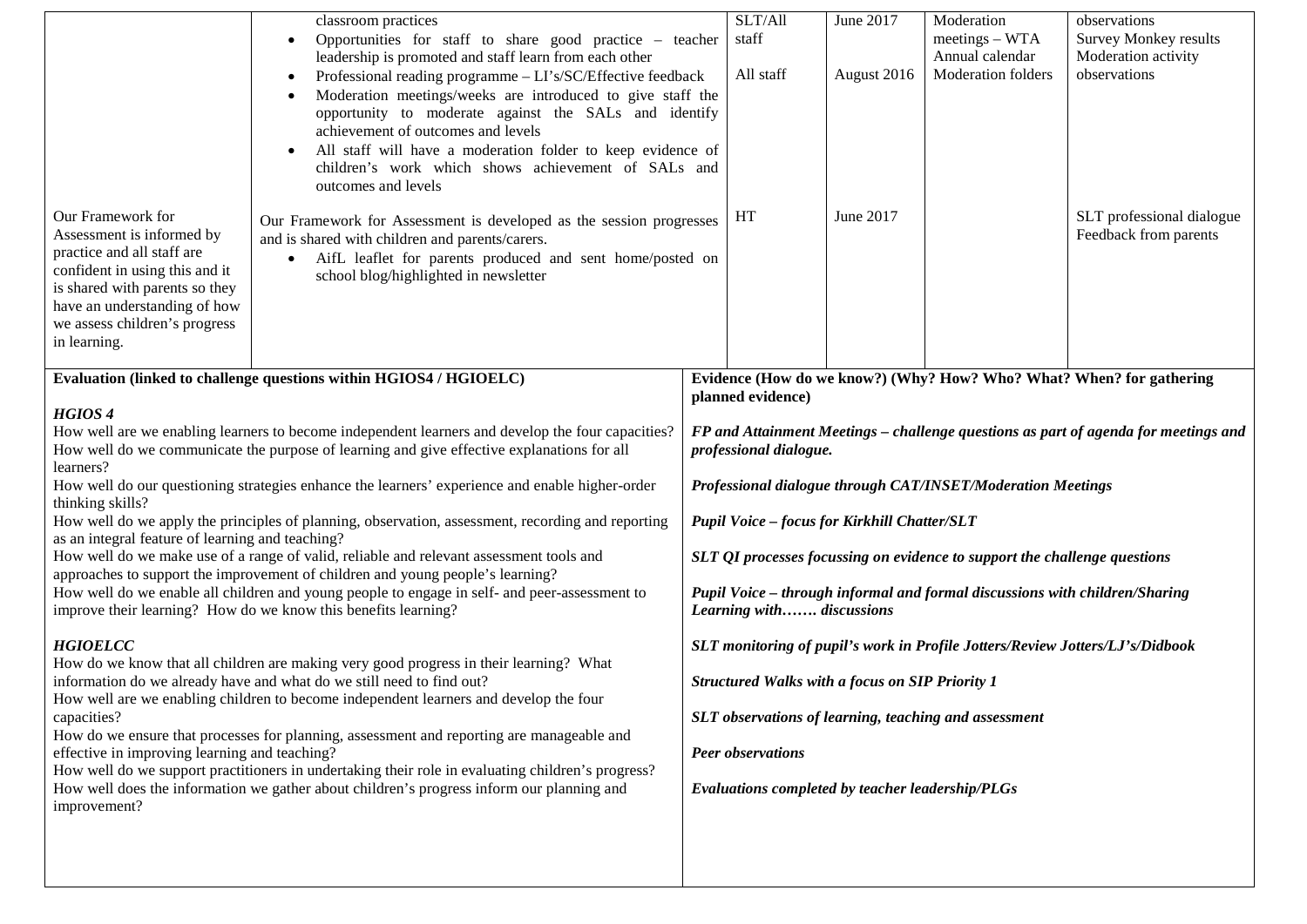| | | | | | |
|---|---|---|---|---|---|
| | classroom practices<br>• Opportunities for staff to share good practice – teacher leadership is promoted and staff learn from each other<br>• Professional reading programme – LI's/SC/Effective feedback<br>• Moderation meetings/weeks are introduced to give staff the opportunity to moderate against the SALs and identify achievement of outcomes and levels<br>• All staff will have a moderation folder to keep evidence of children's work which shows achievement of SALs and outcomes and levels | SLT/All staff<br><br>All staff | June 2017<br><br>August 2016 | Moderation meetings – WTA Annual calendar<br>Moderation folders | observations<br>Survey Monkey results<br>Moderation activity observations |
| Our Framework for Assessment is informed by practice and all staff are confident in using this and it is shared with parents so they have an understanding of how we assess children's progress in learning. | Our Framework for Assessment is developed as the session progresses and is shared with children and parents/carers.<br>• AifL leaflet for parents produced and sent home/posted on school blog/highlighted in newsletter | HT | June 2017 | | SLT professional dialogue<br>Feedback from parents |

| Evaluation (linked to challenge questions within HGIOS4 / HGIOELC) | Evidence (How do we know?) (Why? How? Who? What? When? for gathering planned evidence) |
|---|---|
| ***HGIOS 4***<br>How well are we enabling learners to become independent learners and develop the four capacities?<br>How well do we communicate the purpose of learning and give effective explanations for all learners?<br>How well do our questioning strategies enhance the learners' experience and enable higher-order thinking skills?<br>How well do we apply the principles of planning, observation, assessment, recording and reporting as an integral feature of learning and teaching?<br>How well do we make use of a range of valid, reliable and relevant assessment tools and approaches to support the improvement of children and young people's learning?<br>How well do we enable all children and young people to engage in self- and peer-assessment to improve their learning? How do we know this benefits learning?<br><br>***HGIOELCC***<br>How do we know that all children are making very good progress in their learning? What information do we already have and what do we still need to find out?<br>How well are we enabling children to become independent learners and develop the four capacities?<br>How do we ensure that processes for planning, assessment and reporting are manageable and effective in improving learning and teaching?<br>How well do we support practitioners in undertaking their role in evaluating children's progress?<br>How well does the information we gather about children's progress inform our planning and improvement? | ***FP and Attainment Meetings – challenge questions as part of agenda for meetings and professional dialogue.***<br><br>***Professional dialogue through CAT/INSET/Moderation Meetings***<br><br>***Pupil Voice – focus for Kirkhill Chatter/SLT***<br><br>***SLT QI processes focussing on evidence to support the challenge questions***<br><br>***Pupil Voice – through informal and formal discussions with children/Sharing Learning with……. discussions***<br><br>***SLT monitoring of pupil's work in Profile Jotters/Review Jotters/LJ's/Didbook***<br><br>***Structured Walks with a focus on SIP Priority 1***<br><br>***SLT observations of learning, teaching and assessment***<br><br>***Peer observations***<br><br>***Evaluations completed by teacher leadership/PLGs*** |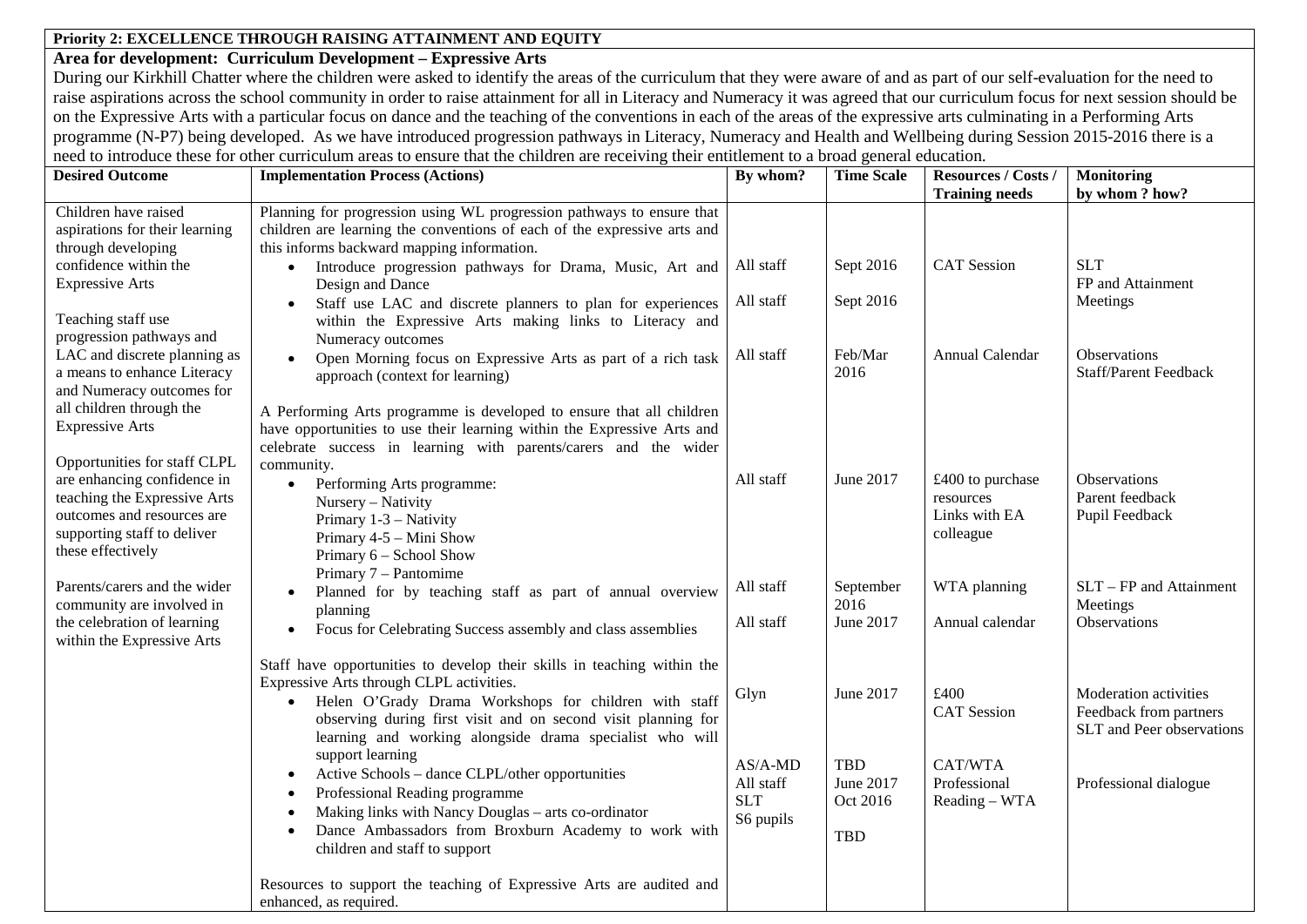**Priority 2: EXCELLENCE THROUGH RAISING ATTAINMENT AND EQUITY**

**Area for development: Curriculum Development – Expressive Arts**

During our Kirkhill Chatter where the children were asked to identify the areas of the curriculum that they were aware of and as part of our self-evaluation for the need to raise aspirations across the school community in order to raise attainment for all in Literacy and Numeracy it was agreed that our curriculum focus for next session should be on the Expressive Arts with a particular focus on dance and the teaching of the conventions in each of the areas of the expressive arts culminating in a Performing Arts programme (N-P7) being developed. As we have introduced progression pathways in Literacy, Numeracy and Health and Wellbeing during Session 2015-2016 there is a need to introduce these for other curriculum areas to ensure that the children are receiving their entitlement to a broad general education.

| Desired Outcome | Implementation Process (Actions) | By whom? | Time Scale | Resources / Costs / Training needs | Monitoring by whom ? how? |
|---|---|---|---|---|---|
| Children have raised aspirations for their learning through developing confidence within the Expressive Arts<br><br>Teaching staff use progression pathways and LAC and discrete planning as a means to enhance Literacy and Numeracy outcomes for all children through the Expressive Arts<br><br>Opportunities for staff CLPL are enhancing confidence in teaching the Expressive Arts outcomes and resources are supporting staff to deliver these effectively<br><br>Parents/carers and the wider community are involved in the celebration of learning within the Expressive Arts | Planning for progression using WL progression pathways to ensure that children are learning the conventions of each of the expressive arts and this informs backward mapping information.<br>• Introduce progression pathways for Drama, Music, Art and Design and Dance<br>• Staff use LAC and discrete planners to plan for experiences within the Expressive Arts making links to Literacy and Numeracy outcomes<br>• Open Morning focus on Expressive Arts as part of a rich task approach (context for learning) | All staff<br><br>All staff<br><br>All staff | Sept 2016<br><br>Sept 2016<br><br>Feb/Mar 2016 | CAT Session<br><br><br><br>Annual Calendar | SLT<br>FP and Attainment Meetings<br><br>Observations<br>Staff/Parent Feedback |
| | A Performing Arts programme is developed to ensure that all children have opportunities to use their learning within the Expressive Arts and celebrate success in learning with parents/carers and the wider community.<br>• Performing Arts programme:<br>Nursery – Nativity<br>Primary 1-3 – Nativity<br>Primary 4-5 – Mini Show<br>Primary 6 – School Show<br>Primary 7 – Pantomime<br>• Planned for by teaching staff as part of annual overview planning<br>• Focus for Celebrating Success assembly and class assemblies | All staff<br><br>All staff<br><br>All staff | June 2017<br><br>September 2016<br>June 2017 | £400 to purchase resources<br>Links with EA colleague<br><br>WTA planning<br><br>Annual calendar | Observations<br>Parent feedback<br>Pupil Feedback<br><br>SLT – FP and Attainment Meetings<br>Observations |
| | Staff have opportunities to develop their skills in teaching within the Expressive Arts through CLPL activities.<br>• Helen O'Grady Drama Workshops for children with staff observing during first visit and on second visit planning for learning and working alongside drama specialist who will support learning<br>• Active Schools – dance CLPL/other opportunities<br>• Professional Reading programme<br>• Making links with Nancy Douglas – arts co-ordinator<br>• Dance Ambassadors from Broxburn Academy to work with children and staff to support | Glyn<br><br>AS/A-MD<br>All staff<br>SLT<br>S6 pupils | June 2017<br><br>TBD<br>June 2017<br>Oct 2016<br>TBD | £400<br>CAT Session<br><br>CAT/WTA<br>Professional Reading – WTA | Moderation activities<br>Feedback from partners<br>SLT and Peer observations<br><br>Professional dialogue |
| | Resources to support the teaching of Expressive Arts are audited and enhanced, as required. | | | | |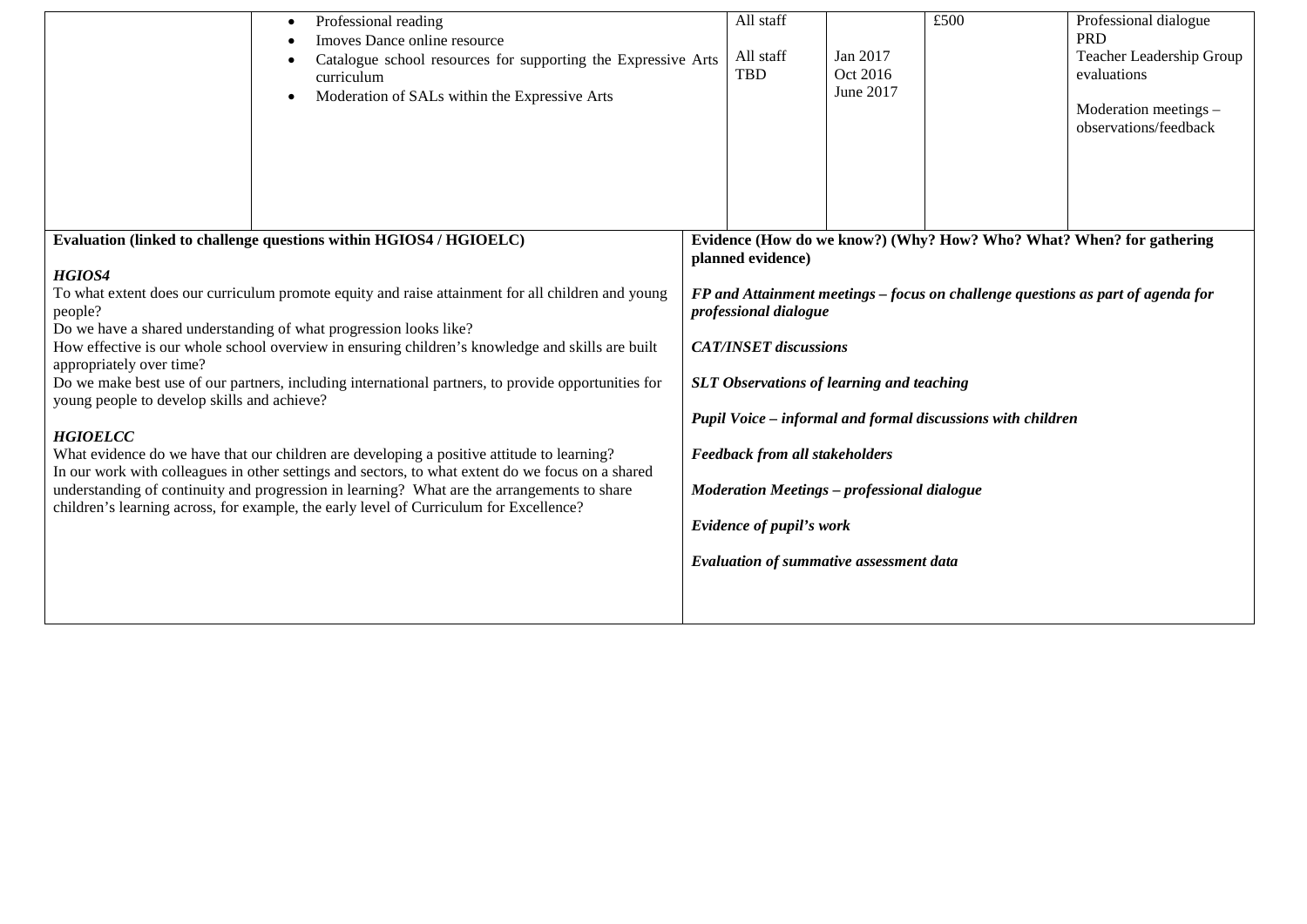| | | | | | |
|---|---|---|---|---|---|
| | • Professional reading<br>• Imoves Dance online resource<br>• Catalogue school resources for supporting the Expressive Arts curriculum<br>• Moderation of SALs within the Expressive Arts | All staff<br><br>All staff<br>TBD | <br><br>Jan 2017<br>Oct 2016<br>June 2017 | £500 | Professional dialogue<br>PRD<br>Teacher Leadership Group evaluations<br><br>Moderation meetings – observations/feedback |

| **Evaluation (linked to challenge questions within HGIOS4 / HGIOELC)** | **Evidence (How do we know?) (Why? How? Who? What? When? for gathering planned evidence)** |
|---|---|
| ***HGIOS4***<br>To what extent does our curriculum promote equity and raise attainment for all children and young people?<br>Do we have a shared understanding of what progression looks like?<br>How effective is our whole school overview in ensuring children's knowledge and skills are built appropriately over time?<br>Do we make best use of our partners, including international partners, to provide opportunities for young people to develop skills and achieve?<br><br>***HGIOELCC***<br>What evidence do we have that our children are developing a positive attitude to learning?<br>In our work with colleagues in other settings and sectors, to what extent do we focus on a shared understanding of continuity and progression in learning? What are the arrangements to share children's learning across, for example, the early level of Curriculum for Excellence? | ***FP and Attainment meetings – focus on challenge questions as part of agenda for professional dialogue***<br><br>***CAT/INSET discussions***<br><br>***SLT Observations of learning and teaching***<br><br>***Pupil Voice – informal and formal discussions with children***<br><br>***Feedback from all stakeholders***<br><br>***Moderation Meetings – professional dialogue***<br><br>***Evidence of pupil's work***<br><br>***Evaluation of summative assessment data*** |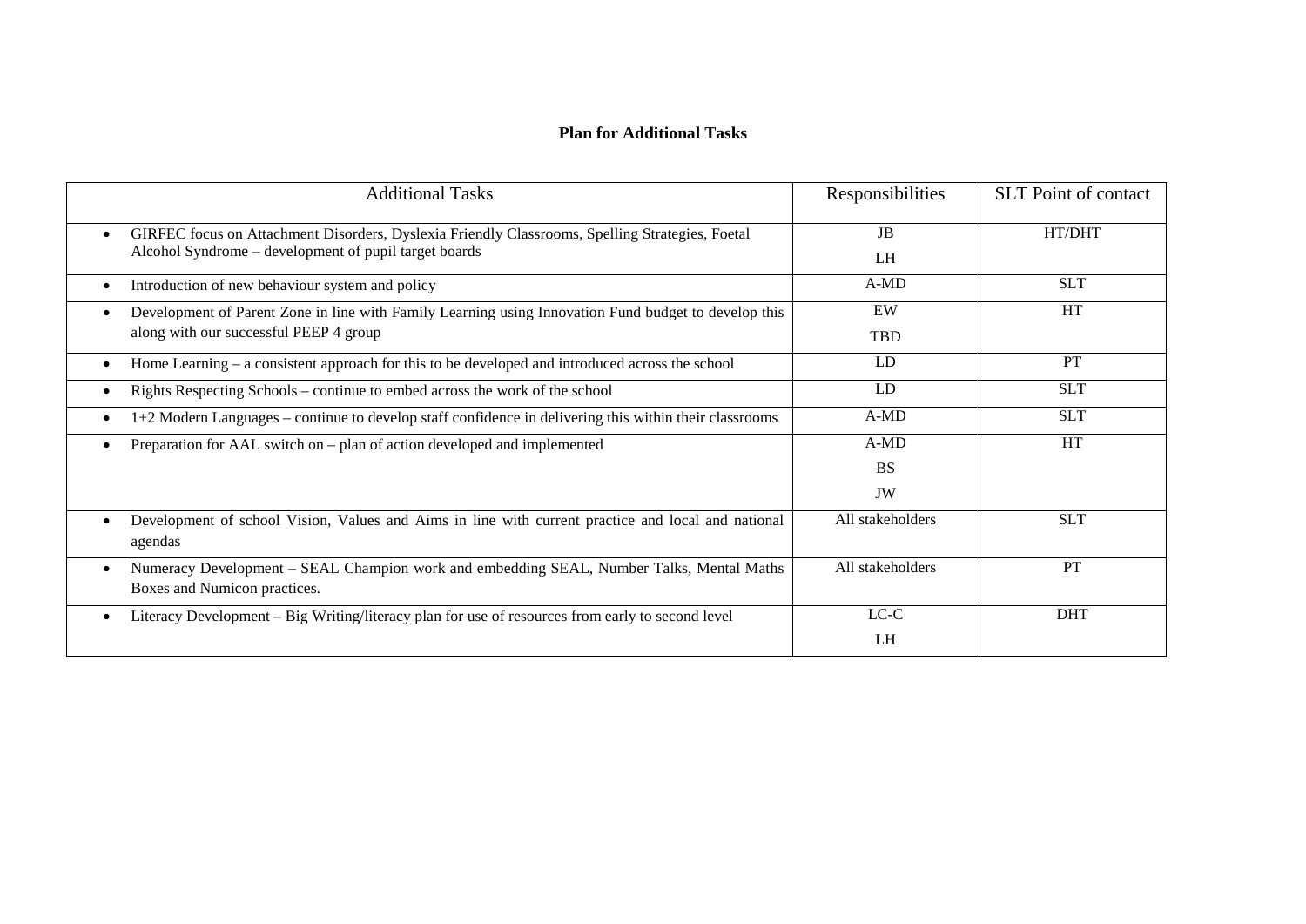## Plan for Additional Tasks

| Additional Tasks | Responsibilities | SLT Point of contact |
|---|---|---|
| • GIRFEC focus on Attachment Disorders, Dyslexia Friendly Classrooms, Spelling Strategies, Foetal Alcohol Syndrome – development of pupil target boards | JB<br>LH | HT/DHT |
| • Introduction of new behaviour system and policy | A-MD | SLT |
| • Development of Parent Zone in line with Family Learning using Innovation Fund budget to develop this along with our successful PEEP 4 group | EW<br>TBD | HT |
| • Home Learning – a consistent approach for this to be developed and introduced across the school | LD | PT |
| • Rights Respecting Schools – continue to embed across the work of the school | LD | SLT |
| • 1+2 Modern Languages – continue to develop staff confidence in delivering this within their classrooms | A-MD | SLT |
| • Preparation for AAL switch on – plan of action developed and implemented | A-MD<br>BS<br>JW | HT |
| • Development of school Vision, Values and Aims in line with current practice and local and national agendas | All stakeholders | SLT |
| • Numeracy Development – SEAL Champion work and embedding SEAL, Number Talks, Mental Maths Boxes and Numicon practices. | All stakeholders | PT |
| • Literacy Development – Big Writing/literacy plan for use of resources from early to second level | LC-C<br>LH | DHT |